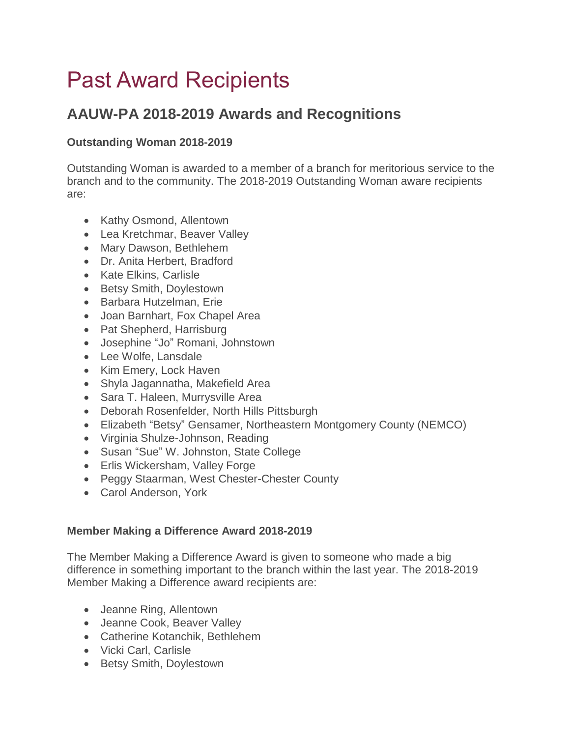# Past Award Recipients

## AAUW-PA 2018-2019 Awards and Recognitions

### Outstanding Woman 2018-2019

Outstanding Woman is awarded to a member of a branch for meritorious service to the branch and to the community. The 2018-2019 Outstanding Woman aware recipients are:

- Kathy Osmond, Allentown
- Lea Kretchmar, Beaver Valley
- Mary Dawson, Bethlehem
- Dr. Anita Herbert, Bradford
- Kate Elkins, Carlisle
- Betsy Smith, Doylestown
- Barbara Hutzelman, Erie
- Joan Barnhart, Fox Chapel Area
- Pat Shepherd, Harrisburg
- Josephine "Jo" Romani, Johnstown
- Lee Wolfe, Lansdale
- Kim Emery, Lock Haven
- Shyla Jagannatha, Makefield Area
- Sara T. Haleen, Murrysville Area
- Deborah Rosenfelder, North Hills Pittsburgh
- Elizabeth "Betsy" Gensamer, Northeastern Montgomery County (NEMCO)
- Virginia Shulze-Johnson, Reading
- Susan "Sue" W. Johnston, State College
- Erlis Wickersham, Valley Forge
- Peggy Staarman, West Chester-Chester County
- Carol Anderson, York

### Member Making a Difference Award 2018-2019

The Member Making a Difference Award is given to someone who made a big difference in something important to the branch within the last year. The 2018-2019 Member Making a Difference award recipients are:

- Jeanne Ring, Allentown
- Jeanne Cook, Beaver Valley
- Catherine Kotanchik, Bethlehem
- Vicki Carl, Carlisle
- Betsy Smith, Doylestown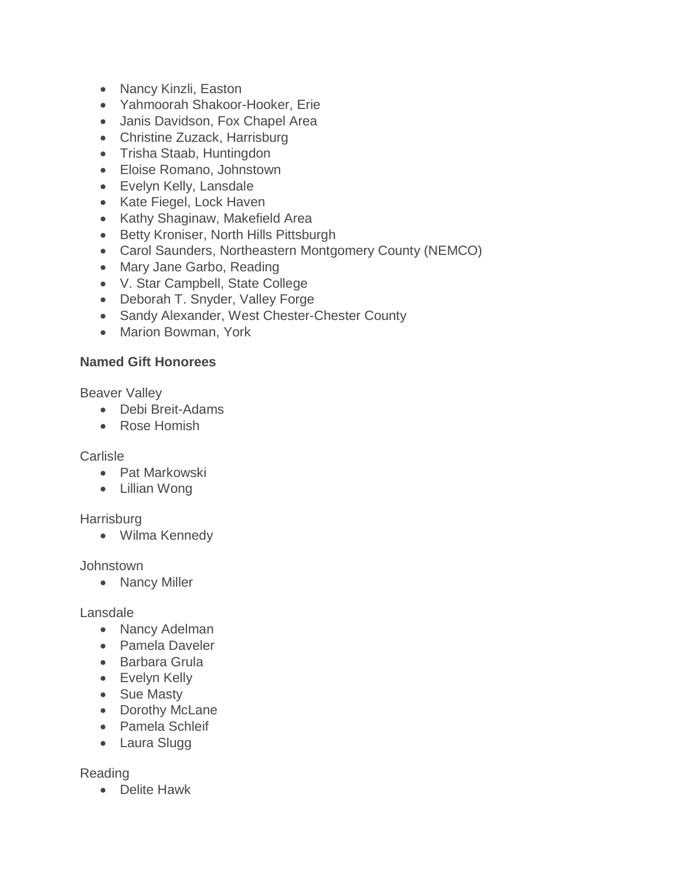- Nancy Kinzli, Easton
- Yahmoorah Shakoor-Hooker, Erie
- Janis Davidson, Fox Chapel Area
- Christine Zuzack, Harrisburg
- Trisha Staab, Huntingdon
- Eloise Romano, Johnstown
- Evelyn Kelly, Lansdale
- Kate Fiegel, Lock Haven
- Kathy Shaginaw, Makefield Area
- Betty Kroniser, North Hills Pittsburgh
- Carol Saunders, Northeastern Montgomery County (NEMCO)
- Mary Jane Garbo, Reading
- V. Star Campbell, State College
- Deborah T. Snyder, Valley Forge
- Sandy Alexander, West Chester-Chester County
- Marion Bowman, York

**Named Gift Honorees**

Beaver Valley

- Debi Breit-Adams
- Rose Homish

Carlisle

- Pat Markowski
- Lillian Wong

Harrisburg

- Wilma Kennedy

Johnstown

- Nancy Miller

Lansdale

- Nancy Adelman
- Pamela Daveler
- Barbara Grula
- Evelyn Kelly
- Sue Masty
- Dorothy McLane
- Pamela Schleif
- Laura Slugg

Reading

- Delite Hawk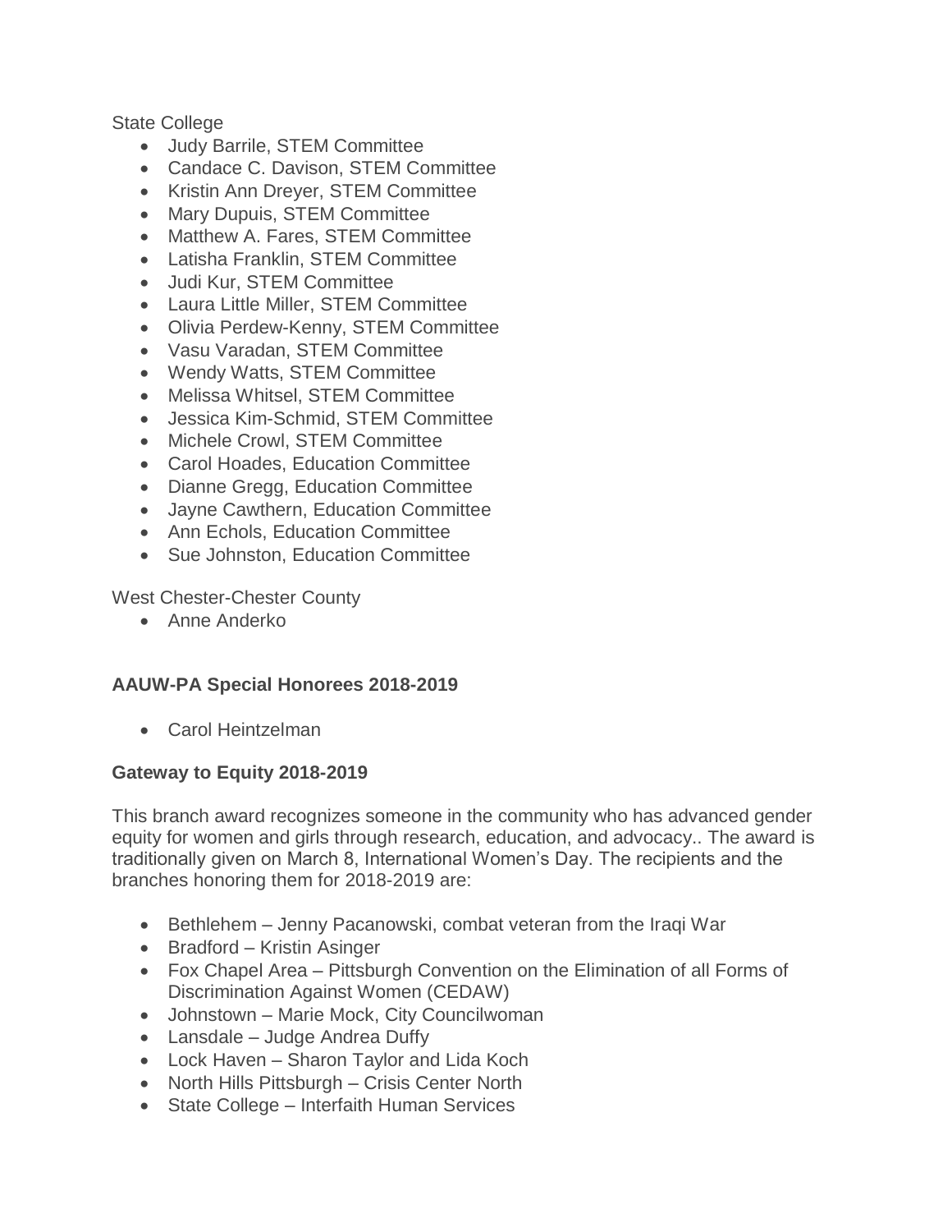State College

- Judy Barrile, STEM Committee
- Candace C. Davison, STEM Committee
- Kristin Ann Dreyer, STEM Committee
- Mary Dupuis, STEM Committee
- Matthew A. Fares, STEM Committee
- Latisha Franklin, STEM Committee
- Judi Kur, STEM Committee
- Laura Little Miller, STEM Committee
- Olivia Perdew-Kenny, STEM Committee
- Vasu Varadan, STEM Committee
- Wendy Watts, STEM Committee
- Melissa Whitsel, STEM Committee
- Jessica Kim-Schmid, STEM Committee
- Michele Crowl, STEM Committee
- Carol Hoades, Education Committee
- Dianne Gregg, Education Committee
- Jayne Cawthern, Education Committee
- Ann Echols, Education Committee
- Sue Johnston, Education Committee

West Chester-Chester County

- Anne Anderko

**AAUW-PA Special Honorees 2018-2019**

- Carol Heintzelman

**Gateway to Equity 2018-2019**

This branch award recognizes someone in the community who has advanced gender equity for women and girls through research, education, and advocacy.. The award is traditionally given on March 8, International Women's Day. The recipients and the branches honoring them for 2018-2019 are:

- Bethlehem – Jenny Pacanowski, combat veteran from the Iraqi War
- Bradford – Kristin Asinger
- Fox Chapel Area – Pittsburgh Convention on the Elimination of all Forms of Discrimination Against Women (CEDAW)
- Johnstown – Marie Mock, City Councilwoman
- Lansdale – Judge Andrea Duffy
- Lock Haven – Sharon Taylor and Lida Koch
- North Hills Pittsburgh – Crisis Center North
- State College – Interfaith Human Services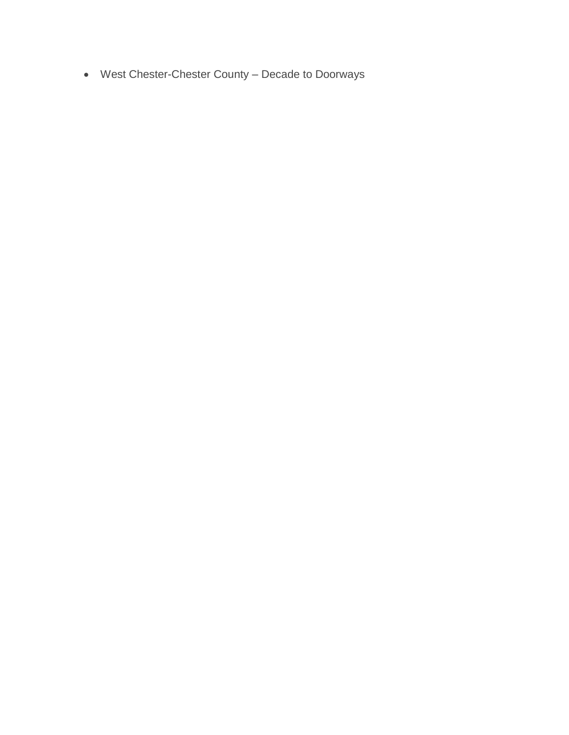- West Chester-Chester County – Decade to Doorways